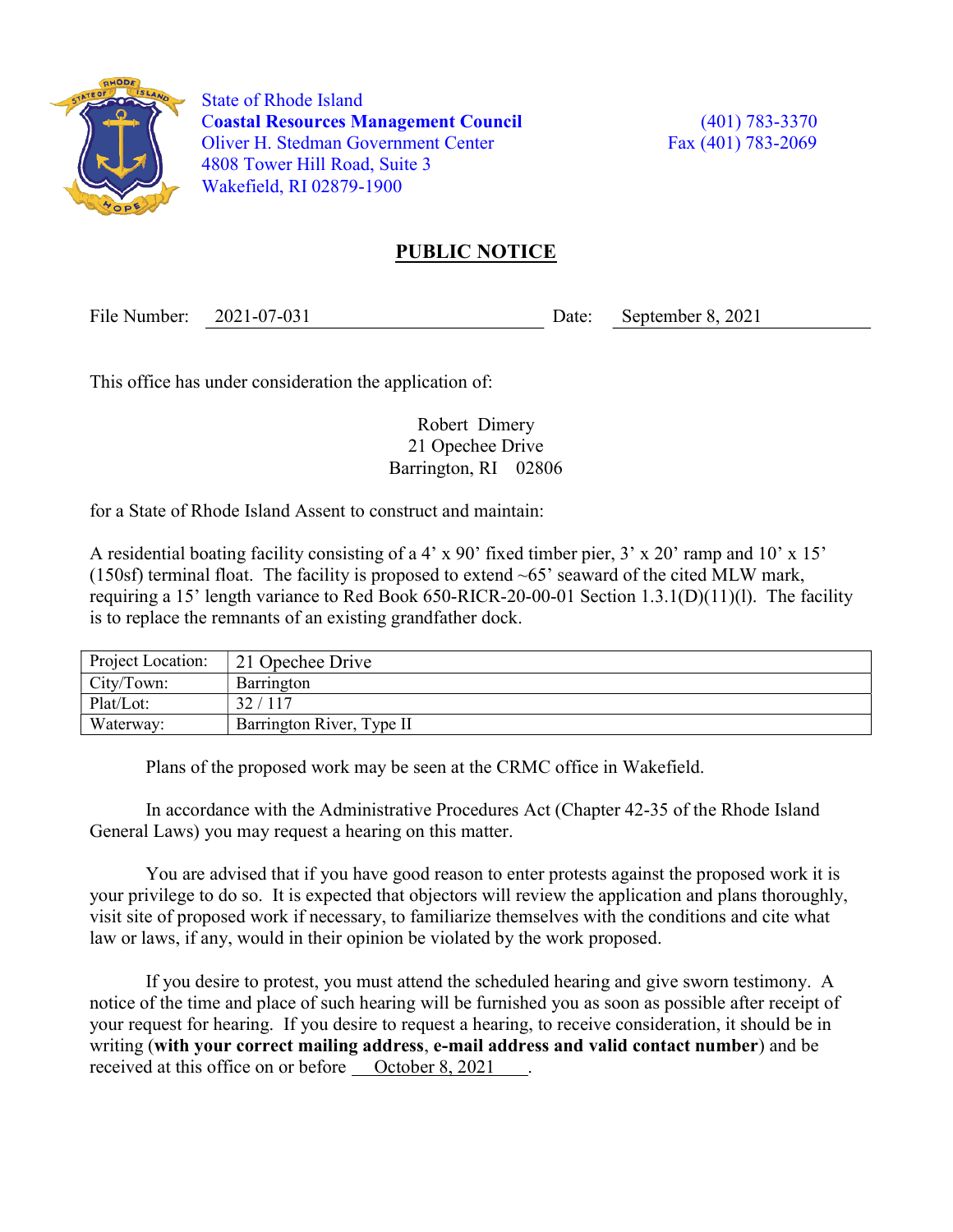State of Rhode Island
**Coastal Resources Management Council**
Oliver H. Stedman Government Center
4808 Tower Hill Road, Suite 3
Wakefield, RI 02879-1900

(401) 783-3370
Fax (401) 783-2069

## PUBLIC NOTICE

File Number: 2021-07-031 Date: September 8, 2021

This office has under consideration the application of:

Robert Dimery
21 Opechee Drive
Barrington, RI 02806

for a State of Rhode Island Assent to construct and maintain:

A residential boating facility consisting of a 4' x 90' fixed timber pier, 3' x 20' ramp and 10' x 15' (150sf) terminal float. The facility is proposed to extend ~65' seaward of the cited MLW mark, requiring a 15' length variance to Red Book 650-RICR-20-00-01 Section 1.3.1(D)(11)(l). The facility is to replace the remnants of an existing grandfather dock.

| Project Location: | 21 Opechee Drive |
|---|---|
| City/Town: | Barrington |
| Plat/Lot: | 32 / 117 |
| Waterway: | Barrington River, Type II |

Plans of the proposed work may be seen at the CRMC office in Wakefield.

In accordance with the Administrative Procedures Act (Chapter 42-35 of the Rhode Island General Laws) you may request a hearing on this matter.

You are advised that if you have good reason to enter protests against the proposed work it is your privilege to do so. It is expected that objectors will review the application and plans thoroughly, visit site of proposed work if necessary, to familiarize themselves with the conditions and cite what law or laws, if any, would in their opinion be violated by the work proposed.

If you desire to protest, you must attend the scheduled hearing and give sworn testimony. A notice of the time and place of such hearing will be furnished you as soon as possible after receipt of your request for hearing. If you desire to request a hearing, to receive consideration, it should be in writing (**with your correct mailing address**, **e-mail address and valid contact number**) and be received at this office on or before October 8, 2021 .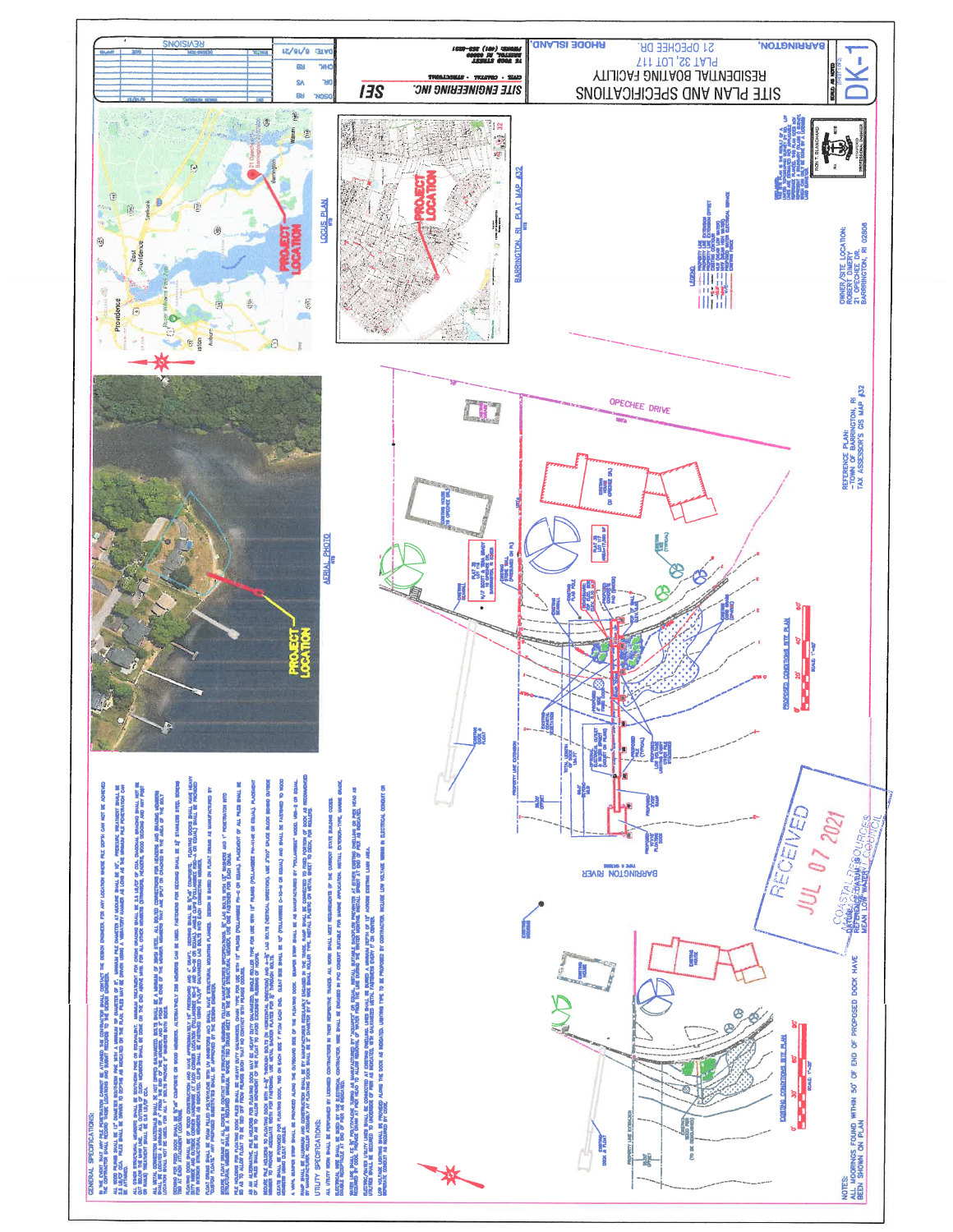# SITE PLAN AND SPECIFICATIONS

RESIDENTIAL BOATING FACILITY
PLAT 32, LOT 117
21 OPECHEE DR.
BARRINGTON, RHODE ISLAND

SITE ENGINEERING INC. (SEI)
CIVIL · COASTAL · STRUCTURAL

SHEET: DK-1

SCALE: AS NOTED

DSGN. RB | DR. SA | CHK. RB | DATE 6/15/21

REVISIONS

LOCUS PLAN
NTS

BARRINGTON, RI PLAT MAP #32
NTS

AERIAL PHOTO
NTS

PROJECT LOCATION

OPECHEE DRIVE

BARRINGTON RIVER

PROPOSED CONDITIONS SITE PLAN
SCALE: 1"=40'

EXISTING CONDITIONS SITE PLAN
SCALE: 1"=40'

LEGEND

OWNER/SITE LOCATION:
ROBERT EMERY
21 OPECHEE DR.
BARRINGTON, RI 02806

REFERENCE PLAN:
-TOWN OF BARRINGTON, RI
TAX ASSESSOR'S GIS MAP #32

RECEIVED
JUL 07 2021
COASTAL RESOURCES MANAGEMENT COUNCIL

REFERENCE DATUM:
MEAN LOW WATER

## GENERAL SPECIFICATIONS:

## UTILITY SPECIFICATIONS:

NOTES:
ALL MOORINGS FOUND WITHIN 50' OF END OF PROPOSED DOCK HAVE BEEN SHOWN ON PLAN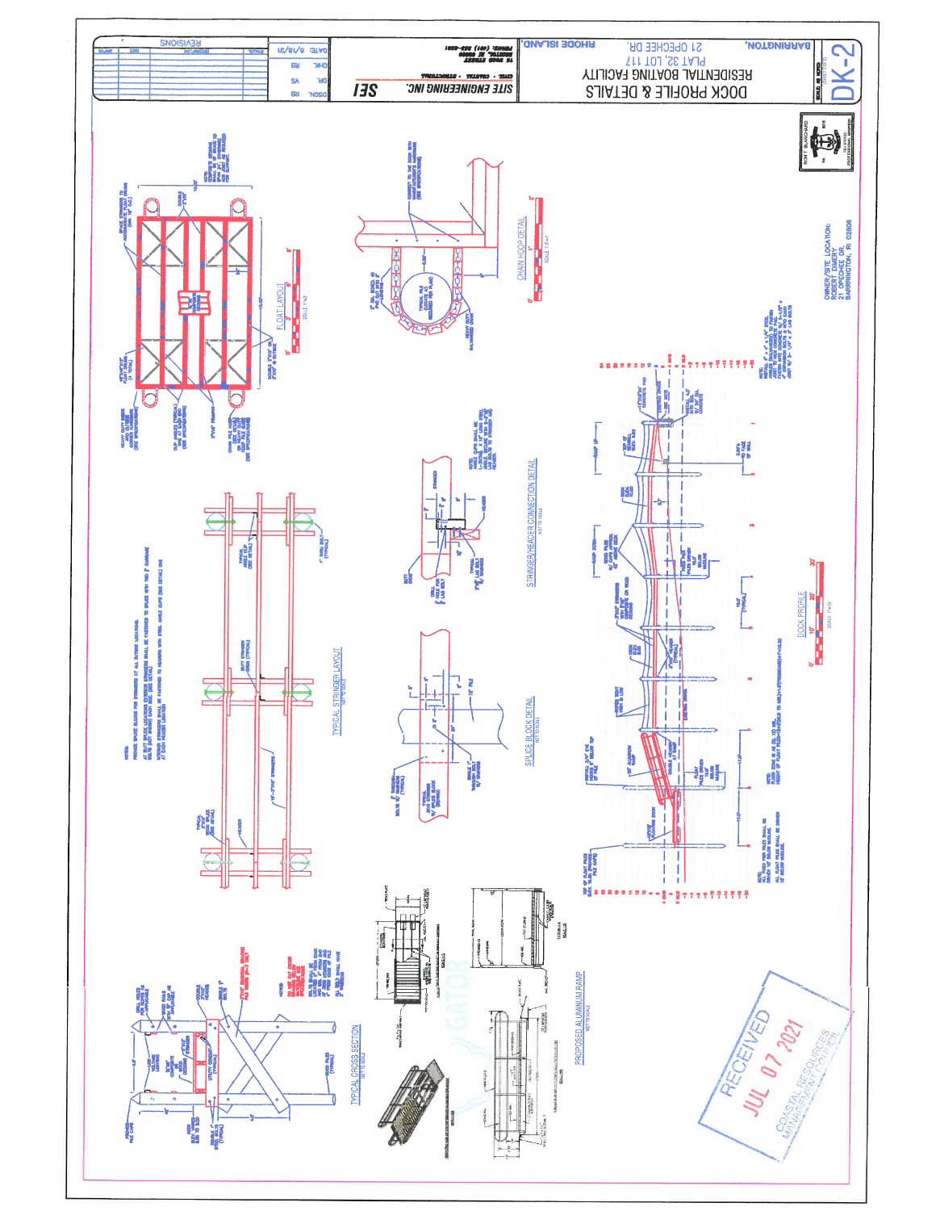# DOCK PROFILE & DETAILS

RESIDENTIAL BOATING FACILITY
PLAT 32, LOT 117
21 OPECHEE DR.
BARRINGTON, RHODE ISLAND

SITE ENGINEERING INC.
CIVIL • COASTAL • STRUCTURAL
PHONE: (401) 253-8321

SEI

DSGN. RB
DR. SA
CHK. RB
DATE: 6/18/21

DK-2

REVISIONS

RON T. BLANCHARD
REGISTERED PROFESSIONAL ENGINEER

OWNER/SITE LOCATION:
ROBERT EMERY
21 OPECHEE DR.
BARRINGTON, RI 02806

## FLOAT LAYOUT

SCALE: 1"=4'

## CHAIN HOOP DETAIL

SCALE: 1.5"=1'

## TYPICAL STRINGER LAYOUT

NOT TO SCALE

## STRINGER/HEADER CONNECTION DETAIL

NOT TO SCALE

## SPLICE BLOCK DETAIL

NOT TO SCALE

## DOCK PROFILE

SCALE: 1"=10'

## TYPICAL CROSS SECTION

NOT TO SCALE

## PROPOSED ALUMINUM RAMP

NOT TO SCALE

RECEIVED
JUL 07 2021
COASTAL RESOURCES MANAGEMENT COUNCIL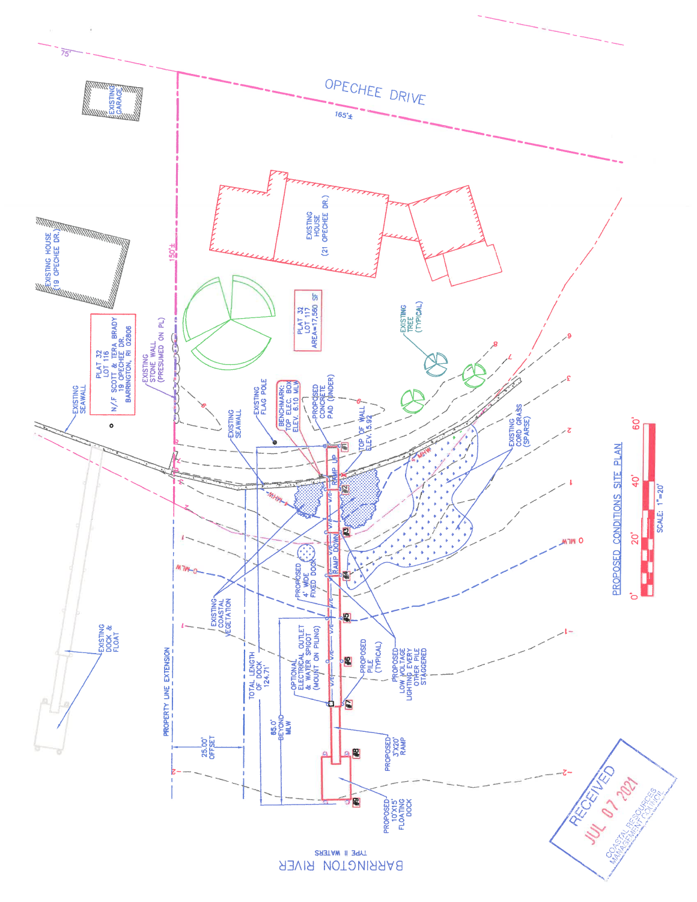## PROPOSED CONDITIONS SITE PLAN

SCALE: 1"=20'

0' 20' 40' 60'

OPECHEE DRIVE

165'±

150'±

75'

EXISTING GARAGE

EXISTING HOUSE (19 OPECHEE DR.)

EXISTING HOUSE (21 OPECHEE DR.)

PLAT 32 LOT 116 N/F SCOTT & TERA BRADY 19 OPECHEE DR. BARRINGTON, RI 02806

PLAT 32 LOT 117 AREA=17,560 SF

EXISTING TREE (TYPICAL)

EXISTING SEAWALL

EXISTING STONE WALL (PRESUMED ON PL)

EXISTING SEAWALL

EXISTING FLAG POLE

BENCHMARK: TOP ELEC. BOX ELEV. 6.10 MLW

PROPOSED CONCRETE PAD (UNDER)

TOP OF WALL ELEV. 5.92

EXISTING CORD GRASS (SPARSE)

MHW

RAMP UP

RAMP DOWN

#1 #2 #3 #4 #5 #6 #7 #8 #9

PROPOSED 4' WIDE FIXED DOCK

EXISTING COASTAL VEGETATION

OPTIONAL ELECTRICAL OUTLET & WATER SPIGOT (MOUNT ON PILING)

PROPOSED PILE (TYPICAL)

PROPOSED LOW VOLTAGE LIGHTING EVERY OTHER PILE STAGGERED

PROPOSED 3'X20' RAMP

PROPOSED 10'X15' FLOATING DOCK

EXISTING DOCK & FLOAT

PROPERTY LINE EXTENSION

25.00' OFFSET

TOTAL LENGTH OF DOCK 124.71'

65.0' BEYOND MLW

0 MLW

BARRINGTON RIVER

TYPE II WATERS

RECEIVED JUL 07 2021 COASTAL RESOURCES MANAGEMENT COUNCIL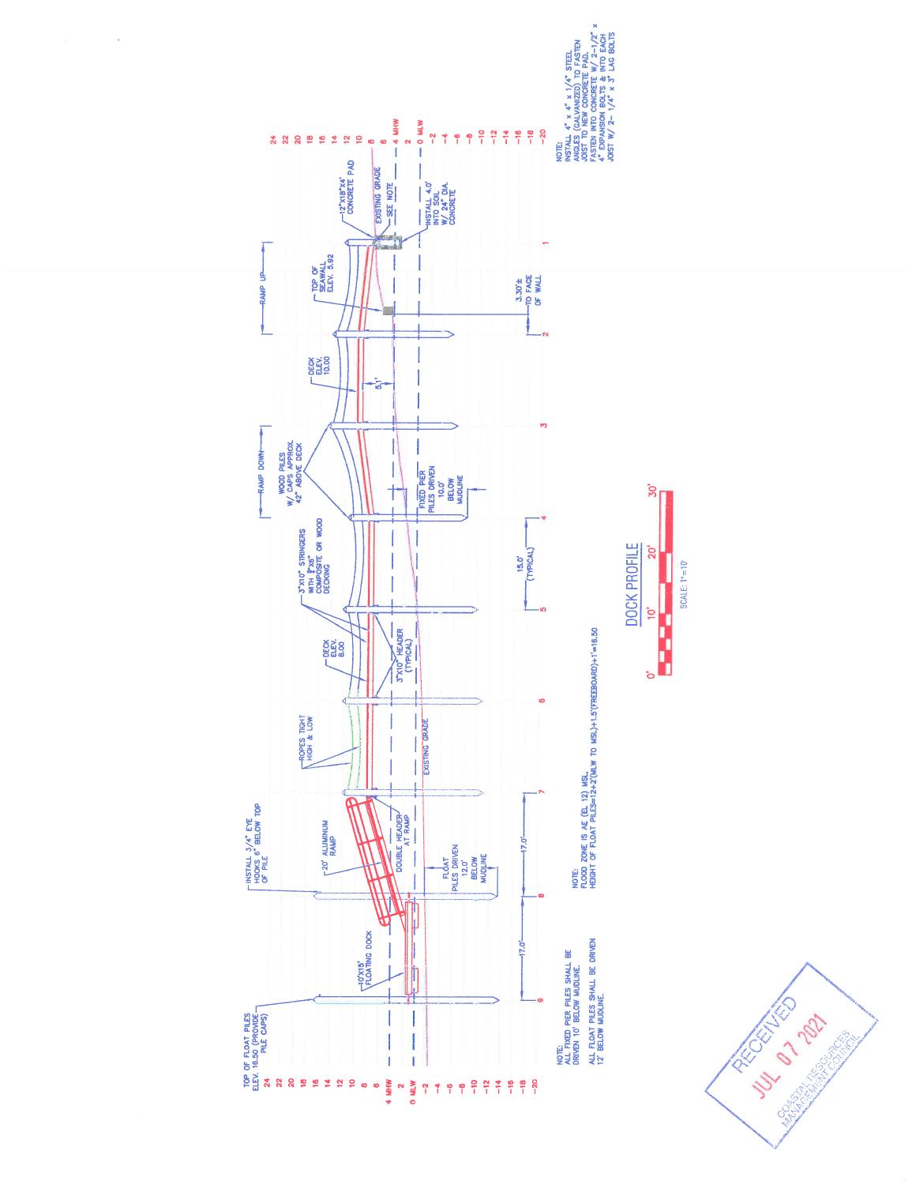TOP OF FLOAT PILES ELEV. 16.50 (PROVIDE PILE CAPS)

INSTALL 3/4" EYE HOOKS 6" BELOW TOP OF PILE

10'X15' FLOATING DOCK

20' ALUMINUM RAMP

DOUBLE HEADER AT RAMP

FLOAT PILES DRIVEN 12.0' BELOW MUDLINE

ROPES TIGHT HIGH & LOW

EXISTING GRADE

DECK ELEV. 8.00

3"X10" HEADER (TYPICAL)

3"X10" STRINGERS WITH 2"X6" COMPOSITE OR WOOD DECKING

WOOD PILES W/ CAPS APPROX. 42" ABOVE DECK

RAMP DOWN

FIXED PIER PILES DRIVEN 10.0' BELOW MUDLINE

15.0' (TYPICAL)

17.0'

17.0'

DECK ELEV. 10.00

5.1'

TOP OF SEAWALL ELEV. 5.92

RAMP UP

3.30'± TO FACE OF WALL

12"X18"X4' CONCRETE PAD

EXISTING GRADE

SEE NOTE

INSTALL 4.0' INTO SOIL W/ 24" DIA. CONCRETE

4 MHW

0 MLW

24, 22, 20, 18, 16, 14, 12, 10, 8, 6, 4 MHW, 2, 0 MLW, -2, -4, -6, -8, -10, -12, -14, -16, -18, -20

1 2 3 4 5 6 7 8 9

NOTE:
ALL FIXED PIER PILES SHALL BE DRIVEN 10' BELOW MUDLINE.

ALL FLOAT PILES SHALL BE DRIVEN 12' BELOW MUDLINE.

NOTE:
FLOOD ZONE IS AE (EL 12) MSL.
HEIGHT OF FLOAT PILES=12+2'(MLW TO MSL)+1.5'(FREEBOARD)+1=16.50

NOTE:
INSTALL 4" x 4" x 1/4" STEEL ANGLES (GALVANIZED) TO FASTEN JOIST TO NEW CONCRETE PAD. FASTEN INTO CONCRETE W/ 2-1/2" x 4" EXPANSION BOLTS & INTO EACH JOIST W/ 2- 1/4" x 3" LAG BOLTS

## DOCK PROFILE

0' 10' 20' 30'

SCALE: 1"=10'

RECEIVED
JUL 07 2021
COASTAL RESOURCES MANAGEMENT COUNCIL